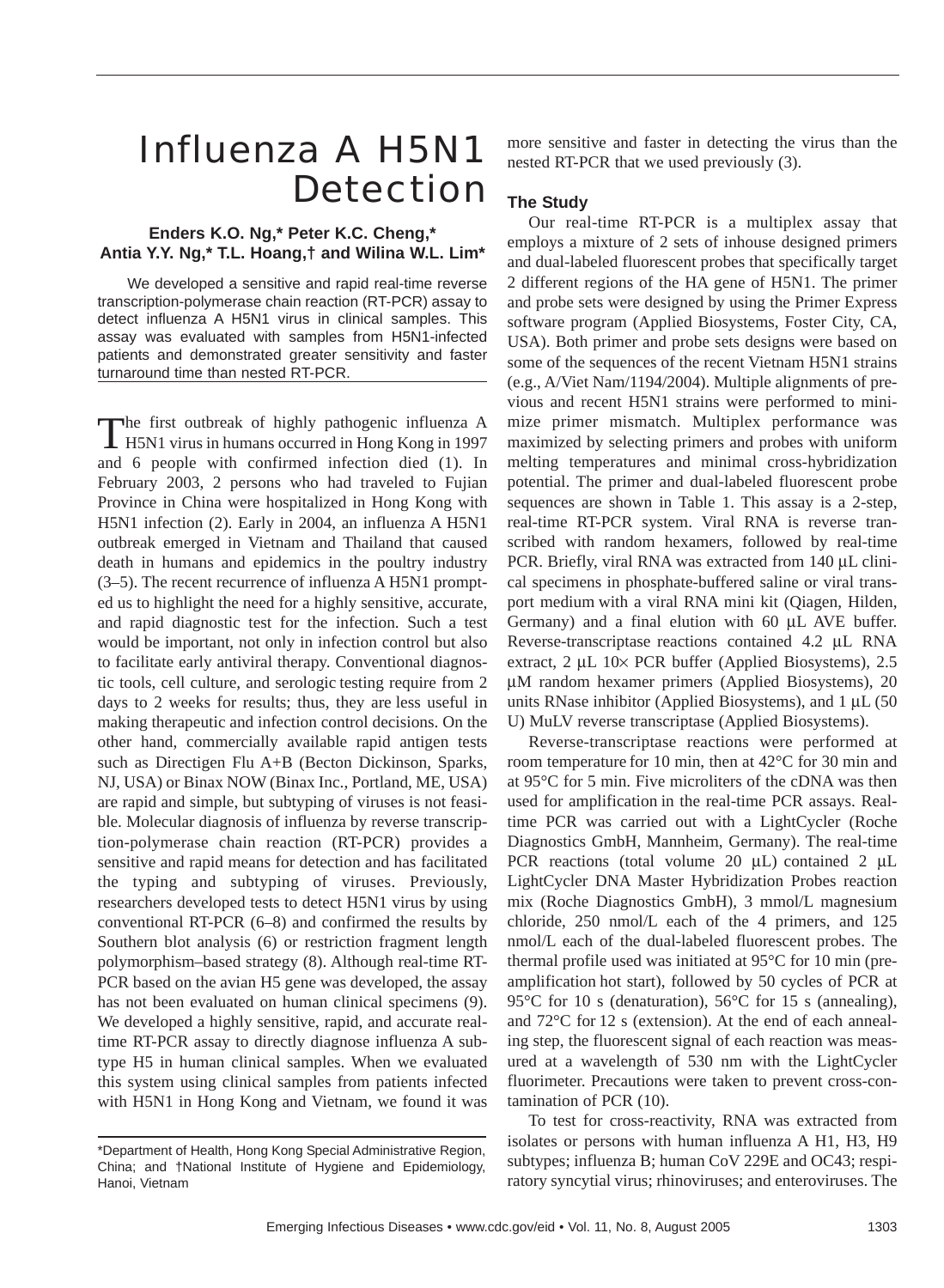# Influenza A H5N1 Detection

**Enders K.O. Ng,\* Peter K.C. Cheng,\* Antia Y.Y. Ng,\* T.L. Hoang,† and Wilina W.L. Lim\***

We developed a sensitive and rapid real-time reverse transcription-polymerase chain reaction (RT-PCR) assay to detect influenza A H5N1 virus in clinical samples. This assay was evaluated with samples from H5N1-infected patients and demonstrated greater sensitivity and faster turnaround time than nested RT-PCR.

The first outbreak of highly pathogenic influenza A H5N1 virus in humans occurred in Hong Kong in 1997 and 6 people with confirmed infection died (1). In February 2003, 2 persons who had traveled to Fujian Province in China were hospitalized in Hong Kong with H5N1 infection (2). Early in 2004, an influenza A H5N1 outbreak emerged in Vietnam and Thailand that caused death in humans and epidemics in the poultry industry (3–5). The recent recurrence of influenza A H5N1 prompted us to highlight the need for a highly sensitive, accurate, and rapid diagnostic test for the infection. Such a test would be important, not only in infection control but also to facilitate early antiviral therapy. Conventional diagnostic tools, cell culture, and serologic testing require from 2 days to 2 weeks for results; thus, they are less useful in making therapeutic and infection control decisions. On the other hand, commercially available rapid antigen tests such as Directigen Flu A+B (Becton Dickinson, Sparks, NJ, USA) or Binax NOW (Binax Inc., Portland, ME, USA) are rapid and simple, but subtyping of viruses is not feasible. Molecular diagnosis of influenza by reverse transcription-polymerase chain reaction (RT-PCR) provides a sensitive and rapid means for detection and has facilitated the typing and subtyping of viruses. Previously, researchers developed tests to detect H5N1 virus by using conventional RT-PCR (6–8) and confirmed the results by Southern blot analysis (6) or restriction fragment length polymorphism–based strategy (8). Although real-time RT-PCR based on the avian H5 gene was developed, the assay has not been evaluated on human clinical specimens (9). We developed a highly sensitive, rapid, and accurate real-time RT-PCR assay to directly diagnose influenza A subtype H5 in human clinical samples. When we evaluated this system using clinical samples from patients infected with H5N1 in Hong Kong and Vietnam, we found it was more sensitive and faster in detecting the virus than the nested RT-PCR that we used previously (3).

\*Department of Health, Hong Kong Special Administrative Region, China; and †National Institute of Hygiene and Epidemiology, Hanoi, Vietnam

## The Study

Our real-time RT-PCR is a multiplex assay that employs a mixture of 2 sets of inhouse designed primers and dual-labeled fluorescent probes that specifically target 2 different regions of the HA gene of H5N1. The primer and probe sets were designed by using the Primer Express software program (Applied Biosystems, Foster City, CA, USA). Both primer and probe sets designs were based on some of the sequences of the recent Vietnam H5N1 strains (e.g., A/Viet Nam/1194/2004). Multiple alignments of previous and recent H5N1 strains were performed to minimize primer mismatch. Multiplex performance was maximized by selecting primers and probes with uniform melting temperatures and minimal cross-hybridization potential. The primer and dual-labeled fluorescent probe sequences are shown in Table 1. This assay is a 2-step, real-time RT-PCR system. Viral RNA is reverse transcribed with random hexamers, followed by real-time PCR. Briefly, viral RNA was extracted from 140 μL clinical specimens in phosphate-buffered saline or viral transport medium with a viral RNA mini kit (Qiagen, Hilden, Germany) and a final elution with 60 μL AVE buffer. Reverse-transcriptase reactions contained 4.2 μL RNA extract, 2 μL 10× PCR buffer (Applied Biosystems), 2.5 μM random hexamer primers (Applied Biosystems), 20 units RNase inhibitor (Applied Biosystems), and 1 μL (50 U) MuLV reverse transcriptase (Applied Biosystems).

Reverse-transcriptase reactions were performed at room temperature for 10 min, then at 42°C for 30 min and at 95°C for 5 min. Five microliters of the cDNA was then used for amplification in the real-time PCR assays. Real-time PCR was carried out with a LightCycler (Roche Diagnostics GmbH, Mannheim, Germany). The real-time PCR reactions (total volume 20 μL) contained 2 μL LightCycler DNA Master Hybridization Probes reaction mix (Roche Diagnostics GmbH), 3 mmol/L magnesium chloride, 250 nmol/L each of the 4 primers, and 125 nmol/L each of the dual-labeled fluorescent probes. The thermal profile used was initiated at 95°C for 10 min (preamplification hot start), followed by 50 cycles of PCR at 95°C for 10 s (denaturation), 56°C for 15 s (annealing), and 72°C for 12 s (extension). At the end of each annealing step, the fluorescent signal of each reaction was measured at a wavelength of 530 nm with the LightCycler fluorimeter. Precautions were taken to prevent cross-contamination of PCR (10).

To test for cross-reactivity, RNA was extracted from isolates or persons with human influenza A H1, H3, H9 subtypes; influenza B; human CoV 229E and OC43; respiratory syncytial virus; rhinoviruses; and enteroviruses. The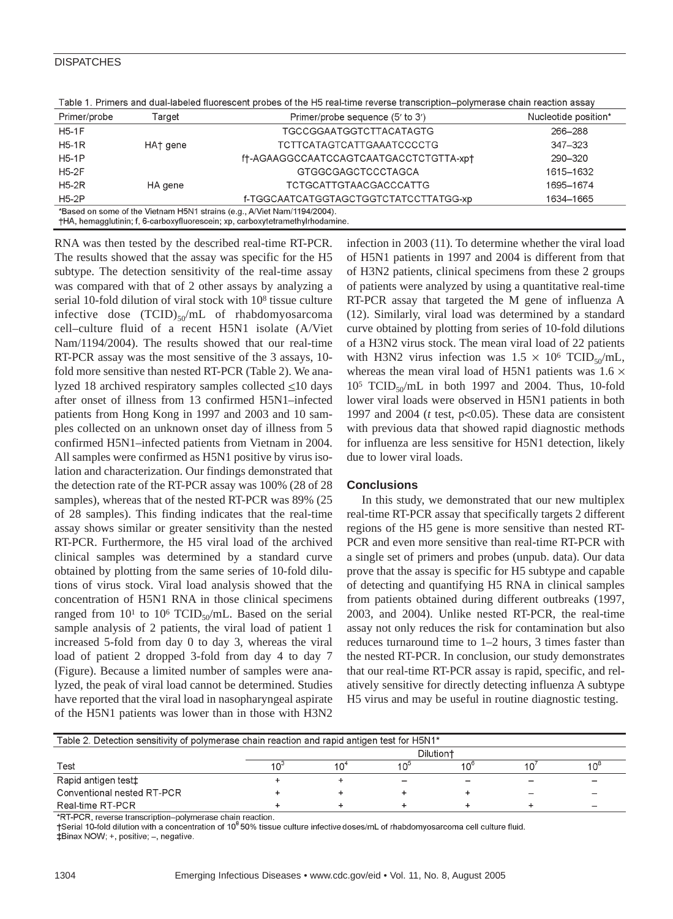Table 1. Primers and dual-labeled fluorescent probes of the H5 real-time reverse transcription–polymerase chain reaction assay

| Primer/probe | Target | Primer/probe sequence (5′ to 3′) | Nucleotide position* |
|---|---|---|---|
| H5-1F | HA† gene | TGCCGGAATGGTCTTACATAGTG | 266–288 |
| H5-1R | | TCTTCATAGTCATTGAAATCCCCTG | 347–323 |
| H5-1P | | f†-AGAAGGCCAATCCAGTCAATGACCTCTGTTA-xp† | 290–320 |
| H5-2F | HA gene | GTGGCGAGCTCCCTAGCA | 1615–1632 |
| H5-2R | | TCTGCATTGTAACGACCCATTG | 1695–1674 |
| H5-2P | | f-TGGCAATCATGGTAGCTGGTCTATCCTTATGG-xp | 1634–1665 |

*Based on some of the Vietnam H5N1 strains (e.g., A/Viet Nam/1194/2004).
†HA, hemagglutinin; f, 6-carboxyfluorescein; xp, carboxytetramethylrhodamine.

RNA was then tested by the described real-time RT-PCR. The results showed that the assay was specific for the H5 subtype. The detection sensitivity of the real-time assay was compared with that of 2 other assays by analyzing a serial 10-fold dilution of viral stock with $10^8$ tissue culture infective dose $(TCID)_{50}$/mL of rhabdomyosarcoma cell–culture fluid of a recent H5N1 isolate (A/Viet Nam/1194/2004). The results showed that our real-time RT-PCR assay was the most sensitive of the 3 assays, 10-fold more sensitive than nested RT-PCR (Table 2). We analyzed 18 archived respiratory samples collected $\leq$10 days after onset of illness from 13 confirmed H5N1–infected patients from Hong Kong in 1997 and 2003 and 10 samples collected on an unknown onset day of illness from 5 confirmed H5N1–infected patients from Vietnam in 2004. All samples were confirmed as H5N1 positive by virus isolation and characterization. Our findings demonstrated that the detection rate of the RT-PCR assay was 100% (28 of 28 samples), whereas that of the nested RT-PCR was 89% (25 of 28 samples). This finding indicates that the real-time assay shows similar or greater sensitivity than the nested RT-PCR. Furthermore, the H5 viral load of the archived clinical samples was determined by a standard curve obtained by plotting from the same series of 10-fold dilutions of virus stock. Viral load analysis showed that the concentration of H5N1 RNA in those clinical specimens ranged from $10^1$ to $10^6$ $TCID_{50}$/mL. Based on the serial sample analysis of 2 patients, the viral load of patient 1 increased 5-fold from day 0 to day 3, whereas the viral load of patient 2 dropped 3-fold from day 4 to day 7 (Figure). Because a limited number of samples were analyzed, the peak of viral load cannot be determined. Studies have reported that the viral load in nasopharyngeal aspirate of the H5N1 patients was lower than in those with H3N2 infection in 2003 (11). To determine whether the viral load of H5N1 patients in 1997 and 2004 is different from that of H3N2 patients, clinical specimens from these 2 groups of patients were analyzed by using a quantitative real-time RT-PCR assay that targeted the M gene of influenza A (12). Similarly, viral load was determined by a standard curve obtained by plotting from series of 10-fold dilutions of a H3N2 virus stock. The mean viral load of 22 patients with H3N2 virus infection was $1.5 \times 10^6$ $TCID_{50}$/mL, whereas the mean viral load of H5N1 patients was $1.6 \times 10^5$ $TCID_{50}$/mL in both 1997 and 2004. Thus, 10-fold lower viral loads were observed in H5N1 patients in both 1997 and 2004 (*t* test, $p<0.05$). These data are consistent with previous data that showed rapid diagnostic methods for influenza are less sensitive for H5N1 detection, likely due to lower viral loads.

## Conclusions

In this study, we demonstrated that our new multiplex real-time RT-PCR assay that specifically targets 2 different regions of the H5 gene is more sensitive than nested RT-PCR and even more sensitive than real-time RT-PCR with a single set of primers and probes (unpub. data). Our data prove that the assay is specific for H5 subtype and capable of detecting and quantifying H5 RNA in clinical samples from patients obtained during different outbreaks (1997, 2003, and 2004). Unlike nested RT-PCR, the real-time assay not only reduces the risk for contamination but also reduces turnaround time to 1–2 hours, 3 times faster than the nested RT-PCR. In conclusion, our study demonstrates that our real-time RT-PCR assay is rapid, specific, and relatively sensitive for directly detecting influenza A subtype H5 virus and may be useful in routine diagnostic testing.

Table 2. Detection sensitivity of polymerase chain reaction and rapid antigen test for H5N1*

| Test | Dilution† | | | | | |
|---|---|---|---|---|---|---|
| | $10^3$ | $10^4$ | $10^5$ | $10^6$ | $10^7$ | $10^8$ |
| Rapid antigen test‡ | + | + | – | – | – | – |
| Conventional nested RT-PCR | + | + | + | + | – | – |
| Real-time RT-PCR | + | + | + | + | + | – |

*RT-PCR, reverse transcription–polymerase chain reaction.
†Serial 10-fold dilution with a concentration of $10^8$ 50% tissue culture infective doses/mL of rhabdomyosarcoma cell culture fluid.
‡Binax NOW; +, positive; –, negative.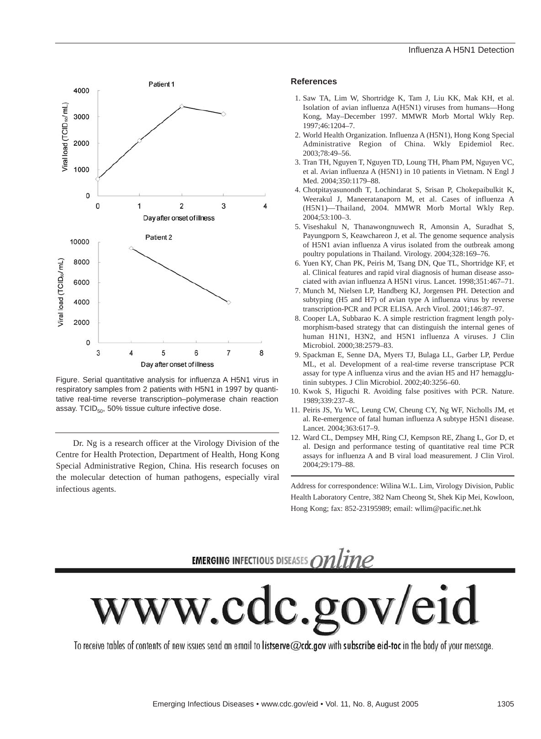Patient 1

4000

3000

2000

1000

0

0 1 2 3 4

Viral load ($TCID_{50}$/mL)

Day after onset of illness

Patient 2

10000

8000

6000

4000

2000

0

3 4 5 6 7 8

Viral load ($TCID_{50}$/mL)

Day after onset of illness

Figure. Serial quantitative analysis for influenza A H5N1 virus in respiratory samples from 2 patients with H5N1 in 1997 by quantitative real-time reverse transcription–polymerase chain reaction assay. $TCID_{50}$, 50% tissue culture infective dose.

Dr. Ng is a research officer at the Virology Division of the Centre for Health Protection, Department of Health, Hong Kong Special Administrative Region, China. His research focuses on the molecular detection of human pathogens, especially viral infectious agents.

### References

1. Saw TA, Lim W, Shortridge K, Tam J, Liu KK, Mak KH, et al. Isolation of avian influenza A(H5N1) viruses from humans—Hong Kong, May–December 1997. MMWR Morb Mortal Wkly Rep. 1997;46:1204–7.
2. World Health Organization. Influenza A (H5N1), Hong Kong Special Administrative Region of China. Wkly Epidemiol Rec. 2003;78:49–56.
3. Tran TH, Nguyen T, Nguyen TD, Loung TH, Pham PM, Nguyen VC, et al. Avian influenza A (H5N1) in 10 patients in Vietnam. N Engl J Med. 2004;350:1179–88.
4. Chotpitayasunondh T, Lochindarat S, Srisan P, Chokepaibulkit K, Weerakul J, Maneeratanaporn M, et al. Cases of influenza A (H5N1)—Thailand, 2004. MMWR Morb Mortal Wkly Rep. 2004;53:100–3.
5. Viseshakul N, Thanawongnuwech R, Amonsin A, Suradhat S, Payungporn S, Keawchareon J, et al. The genome sequence analysis of H5N1 avian influenza A virus isolated from the outbreak among poultry populations in Thailand. Virology. 2004;328:169–76.
6. Yuen KY, Chan PK, Peiris M, Tsang DN, Que TL, Shortridge KF, et al. Clinical features and rapid viral diagnosis of human disease associated with avian influenza A H5N1 virus. Lancet. 1998;351:467–71.
7. Munch M, Nielsen LP, Handberg KJ, Jorgensen PH. Detection and subtyping (H5 and H7) of avian type A influenza virus by reverse transcription-PCR and PCR ELISA. Arch Virol. 2001;146:87–97.
8. Cooper LA, Subbarao K. A simple restriction fragment length polymorphism-based strategy that can distinguish the internal genes of human H1N1, H3N2, and H5N1 influenza A viruses. J Clin Microbiol. 2000;38:2579–83.
9. Spackman E, Senne DA, Myers TJ, Bulaga LL, Garber LP, Perdue ML, et al. Development of a real-time reverse transcriptase PCR assay for type A influenza virus and the avian H5 and H7 hemagglutinin subtypes. J Clin Microbiol. 2002;40:3256–60.
10. Kwok S, Higuchi R. Avoiding false positives with PCR. Nature. 1989;339:237–8.
11. Peiris JS, Yu WC, Leung CW, Cheung CY, Ng WF, Nicholls JM, et al. Re-emergence of fatal human influenza A subtype H5N1 disease. Lancet. 2004;363:617–9.
12. Ward CL, Dempsey MH, Ring CJ, Kempson RE, Zhang L, Gor D, et al. Design and performance testing of quantitative real time PCR assays for influenza A and B viral load measurement. J Clin Virol. 2004;29:179–88.

Address for correspondence: Wilina W.L. Lim, Virology Division, Public Health Laboratory Centre, 382 Nam Cheong St, Shek Kip Mei, Kowloon, Hong Kong; fax: 852-23195989; email: wllim@pacific.net.hk

EMERGING INFECTIOUS DISEASES *online*

# www.cdc.gov/eid

To receive tables of contents of new issues send an email to **listserve@cdc.gov** with **subscribe eid-toc** in the body of your message.